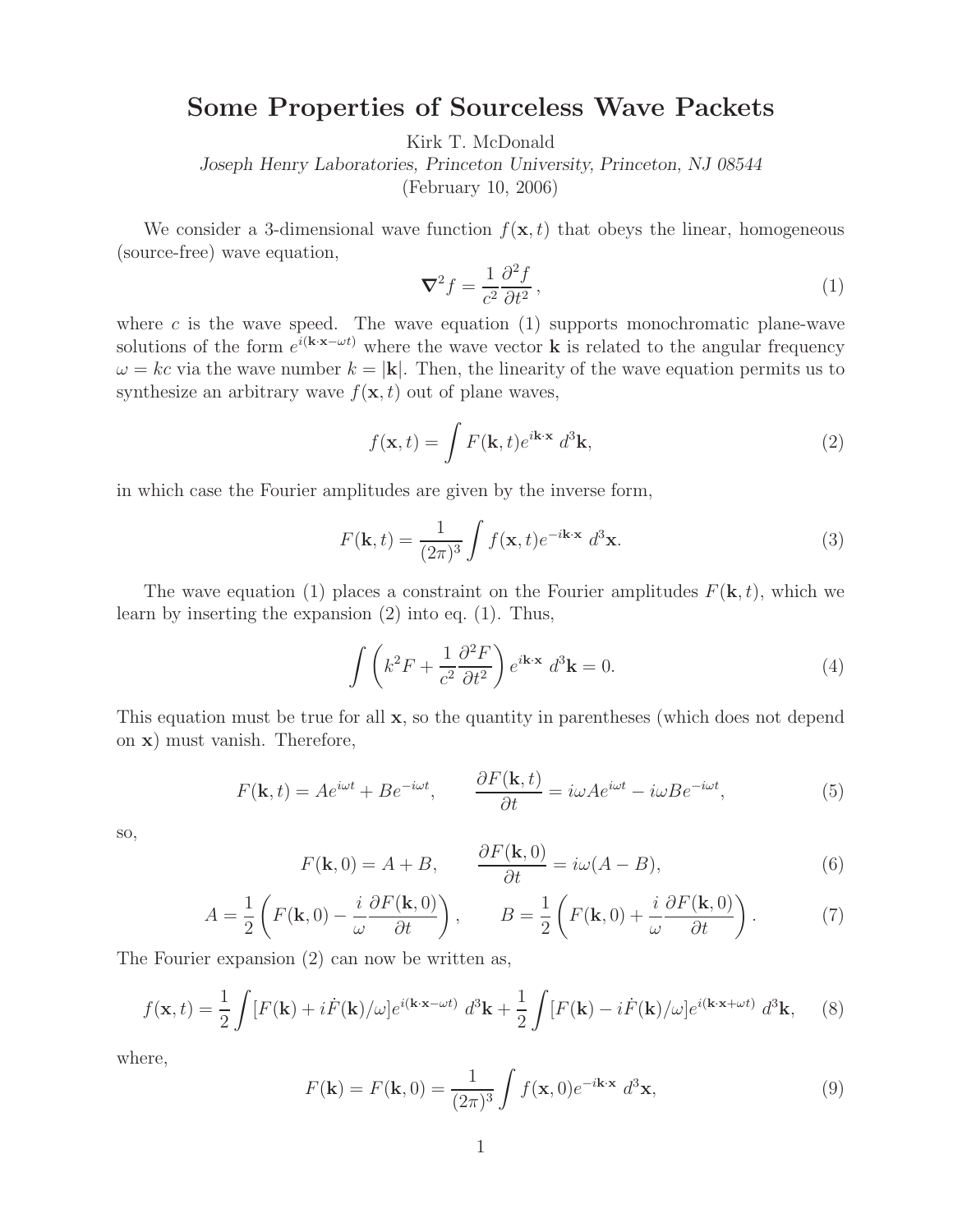# Some Properties of Sourceless Wave Packets

Kirk T. McDonald

*Joseph Henry Laboratories, Princeton University, Princeton, NJ 08544*

(February 10, 2006)

We consider a 3-dimensional wave function $f(\mathbf{x}, t)$ that obeys the linear, homogeneous (source-free) wave equation,

$$\boldsymbol{\nabla}^2 f = \frac{1}{c^2}\frac{\partial^2 f}{\partial t^2}\,, \tag{1}$$

where $c$ is the wave speed. The wave equation (1) supports monochromatic plane-wave solutions of the form $e^{i(\mathbf{k}\cdot\mathbf{x}-\omega t)}$ where the wave vector $\mathbf{k}$ is related to the angular frequency $\omega = kc$ via the wave number $k = |\mathbf{k}|$. Then, the linearity of the wave equation permits us to synthesize an arbitrary wave $f(\mathbf{x}, t)$ out of plane waves,

$$f(\mathbf{x}, t) = \int F(\mathbf{k}, t) e^{i\mathbf{k}\cdot\mathbf{x}}\, d^3\mathbf{k}, \tag{2}$$

in which case the Fourier amplitudes are given by the inverse form,

$$F(\mathbf{k}, t) = \frac{1}{(2\pi)^3}\int f(\mathbf{x}, t) e^{-i\mathbf{k}\cdot\mathbf{x}}\, d^3\mathbf{x}. \tag{3}$$

The wave equation (1) places a constraint on the Fourier amplitudes $F(\mathbf{k}, t)$, which we learn by inserting the expansion (2) into eq. (1). Thus,

$$\int \left(k^2 F + \frac{1}{c^2}\frac{\partial^2 F}{\partial t^2}\right) e^{i\mathbf{k}\cdot\mathbf{x}}\, d^3\mathbf{k} = 0. \tag{4}$$

This equation must be true for all $\mathbf{x}$, so the quantity in parentheses (which does not depend on $\mathbf{x}$) must vanish. Therefore,

$$F(\mathbf{k}, t) = Ae^{i\omega t} + Be^{-i\omega t}, \qquad \frac{\partial F(\mathbf{k}, t)}{\partial t} = i\omega A e^{i\omega t} - i\omega B e^{-i\omega t}, \tag{5}$$

so,

$$F(\mathbf{k}, 0) = A + B, \qquad \frac{\partial F(\mathbf{k}, 0)}{\partial t} = i\omega(A - B), \tag{6}$$

$$A = \frac{1}{2}\left(F(\mathbf{k}, 0) - \frac{i}{\omega}\frac{\partial F(\mathbf{k}, 0)}{\partial t}\right), \qquad B = \frac{1}{2}\left(F(\mathbf{k}, 0) + \frac{i}{\omega}\frac{\partial F(\mathbf{k}, 0)}{\partial t}\right). \tag{7}$$

The Fourier expansion (2) can now be written as,

$$f(\mathbf{x}, t) = \frac{1}{2}\int [F(\mathbf{k}) + i\dot{F}(\mathbf{k})/\omega] e^{i(\mathbf{k}\cdot\mathbf{x}-\omega t)}\, d^3\mathbf{k} + \frac{1}{2}\int [F(\mathbf{k}) - i\dot{F}(\mathbf{k})/\omega] e^{i(\mathbf{k}\cdot\mathbf{x}+\omega t)}\, d^3\mathbf{k}, \tag{8}$$

where,

$$F(\mathbf{k}) = F(\mathbf{k}, 0) = \frac{1}{(2\pi)^3}\int f(\mathbf{x}, 0) e^{-i\mathbf{k}\cdot\mathbf{x}}\, d^3\mathbf{x}, \tag{9}$$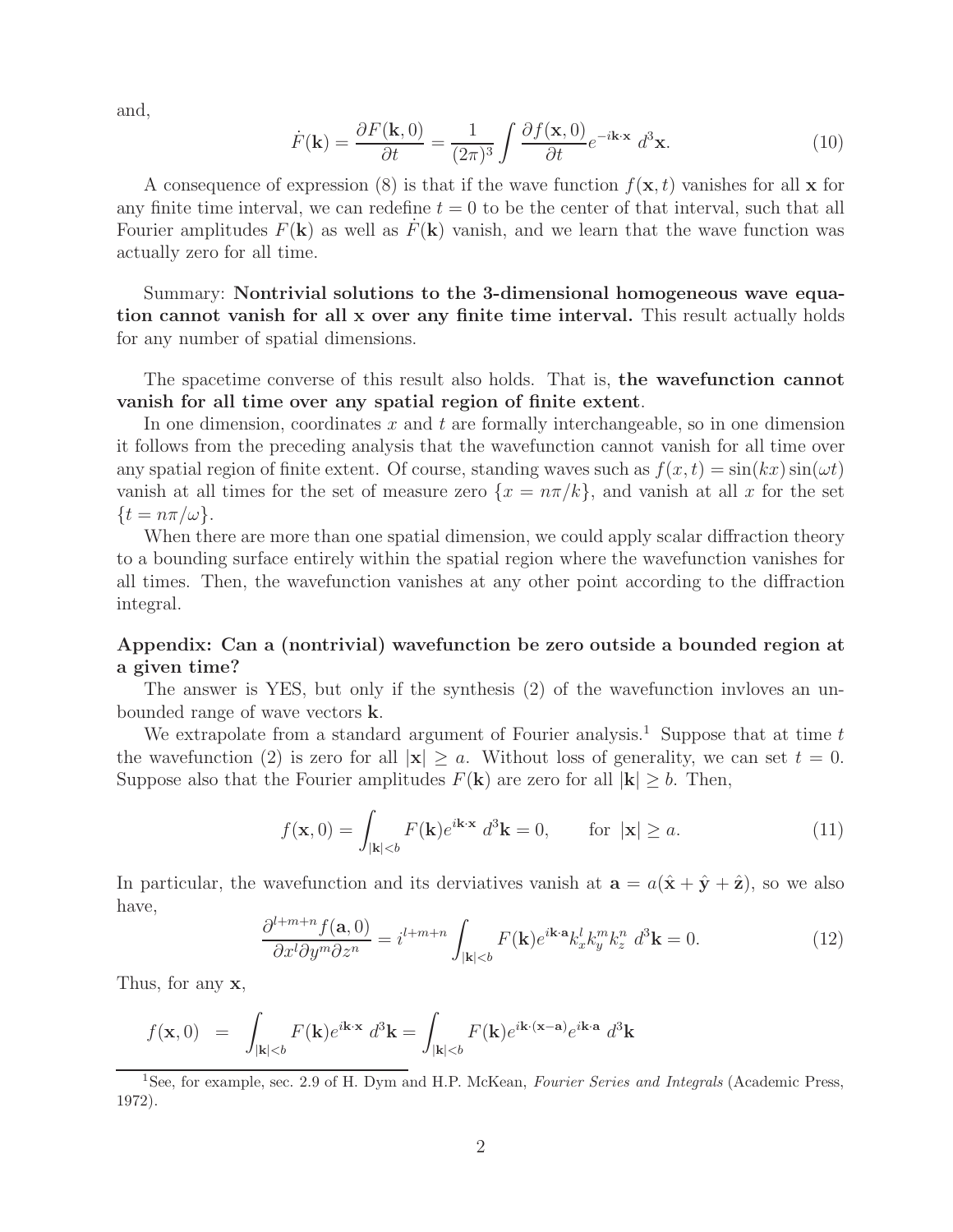and,

$$\dot{F}(\mathbf{k}) = \frac{\partial F(\mathbf{k}, 0)}{\partial t} = \frac{1}{(2\pi)^3} \int \frac{\partial f(\mathbf{x}, 0)}{\partial t} e^{-i\mathbf{k}\cdot\mathbf{x}} \, d^3\mathbf{x}. \tag{10}$$

A consequence of expression (8) is that if the wave function $f(\mathbf{x}, t)$ vanishes for all $\mathbf{x}$ for any finite time interval, we can redefine $t = 0$ to be the center of that interval, such that all Fourier amplitudes $F(\mathbf{k})$ as well as $\dot{F}(\mathbf{k})$ vanish, and we learn that the wave function was actually zero for all time.

Summary: **Nontrivial solutions to the 3-dimensional homogeneous wave equation cannot vanish for all x over any finite time interval.** This result actually holds for any number of spatial dimensions.

The spacetime converse of this result also holds. That is, **the wavefunction cannot vanish for all time over any spatial region of finite extent**.

In one dimension, coordinates $x$ and $t$ are formally interchangeable, so in one dimension it follows from the preceding analysis that the wavefunction cannot vanish for all time over any spatial region of finite extent. Of course, standing waves such as $f(x, t) = \sin(kx)\sin(\omega t)$ vanish at all times for the set of measure zero $\{x = n\pi/k\}$, and vanish at all $x$ for the set $\{t = n\pi/\omega\}$.

When there are more than one spatial dimension, we could apply scalar diffraction theory to a bounding surface entirely within the spatial region where the wavefunction vanishes for all times. Then, the wavefunction vanishes at any other point according to the diffraction integral.

## Appendix: Can a (nontrivial) wavefunction be zero outside a bounded region at a given time?

The answer is YES, but only if the synthesis (2) of the wavefunction invloves an unbounded range of wave vectors $\mathbf{k}$.

We extrapolate from a standard argument of Fourier analysis.[1] Suppose that at time $t$ the wavefunction (2) is zero for all $|\mathbf{x}| \geq a$. Without loss of generality, we can set $t = 0$. Suppose also that the Fourier amplitudes $F(\mathbf{k})$ are zero for all $|\mathbf{k}| \geq b$. Then,

$$f(\mathbf{x}, 0) = \int_{|\mathbf{k}|<b} F(\mathbf{k}) e^{i\mathbf{k}\cdot\mathbf{x}} \, d^3\mathbf{k} = 0, \qquad \text{for } |\mathbf{x}| \geq a. \tag{11}$$

In particular, the wavefunction and its derviatives vanish at $\mathbf{a} = a(\hat{\mathbf{x}} + \hat{\mathbf{y}} + \hat{\mathbf{z}})$, so we also have,

$$\frac{\partial^{l+m+n} f(\mathbf{a}, 0)}{\partial x^l \partial y^m \partial z^n} = i^{l+m+n} \int_{|\mathbf{k}|<b} F(\mathbf{k}) e^{i\mathbf{k}\cdot\mathbf{a}} k_x^l k_y^m k_z^n \, d^3\mathbf{k} = 0. \tag{12}$$

Thus, for any $\mathbf{x}$,

$$f(\mathbf{x}, 0) \;\; = \;\; \int_{|\mathbf{k}|<b} F(\mathbf{k}) e^{i\mathbf{k}\cdot\mathbf{x}} \, d^3\mathbf{k} = \int_{|\mathbf{k}|<b} F(\mathbf{k}) e^{i\mathbf{k}\cdot(\mathbf{x}-\mathbf{a})} e^{i\mathbf{k}\cdot\mathbf{a}} \, d^3\mathbf{k}$$

[1] See, for example, sec. 2.9 of H. Dym and H.P. McKean, *Fourier Series and Integrals* (Academic Press, 1972).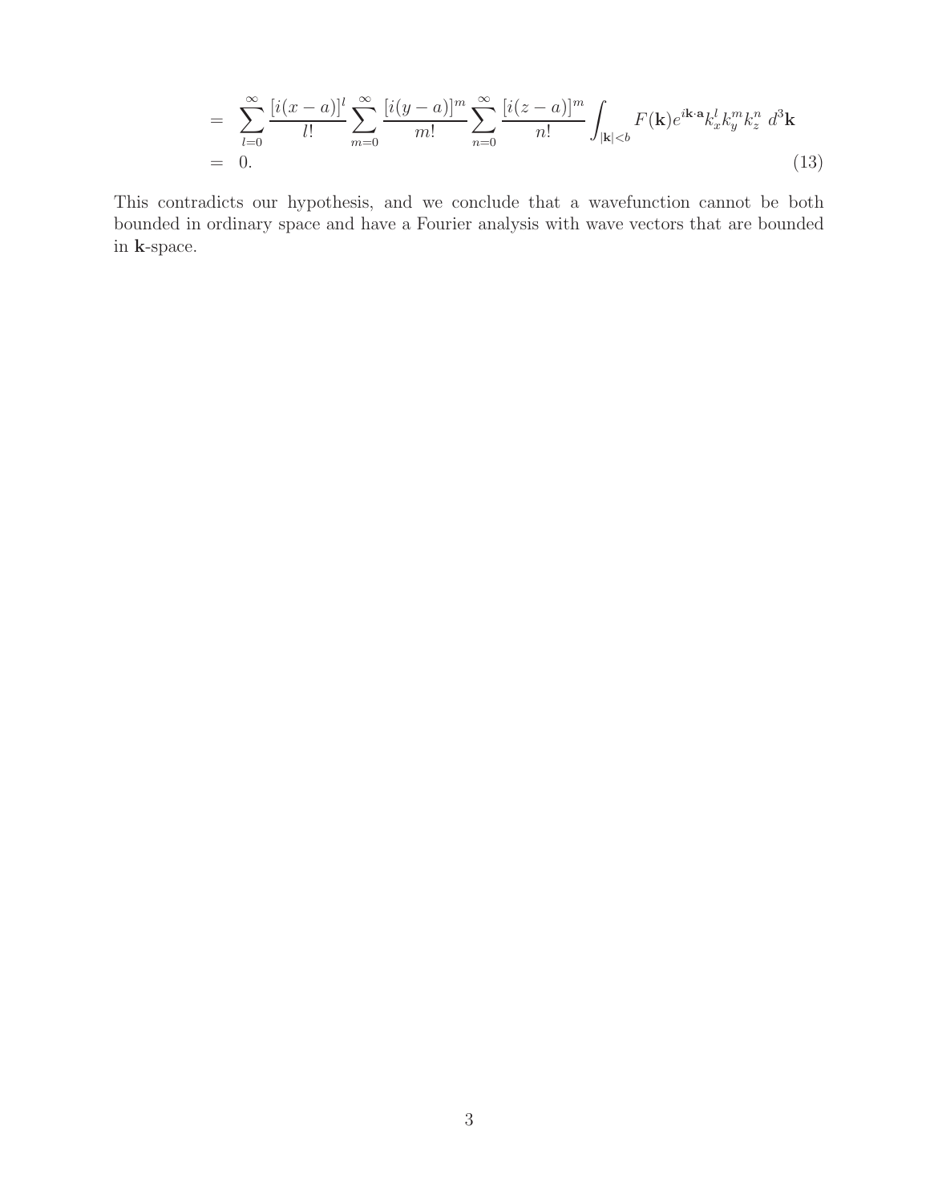$$
\begin{aligned}
&= \sum_{l=0}^{\infty} \frac{[i(x-a)]^l}{l!} \sum_{m=0}^{\infty} \frac{[i(y-a)]^m}{m!} \sum_{n=0}^{\infty} \frac{[i(z-a)]^m}{n!} \int_{|\mathbf{k}|<b} F(\mathbf{k}) e^{i\mathbf{k}\cdot\mathbf{a}} k_x^l k_y^m k_z^n \; d^3\mathbf{k} \\
&= 0.
\end{aligned} \tag{13}
$$

This contradicts our hypothesis, and we conclude that a wavefunction cannot be both bounded in ordinary space and have a Fourier analysis with wave vectors that are bounded in **k**-space.